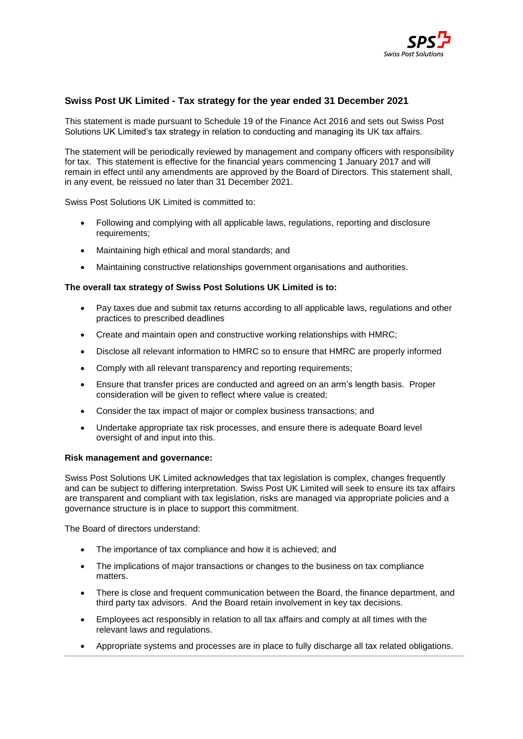## Swiss Post UK Limited - Tax strategy for the year ended 31 December 2021

This statement is made pursuant to Schedule 19 of the Finance Act 2016 and sets out Swiss Post Solutions UK Limited's tax strategy in relation to conducting and managing its UK tax affairs.

The statement will be periodically reviewed by management and company officers with responsibility for tax. This statement is effective for the financial years commencing 1 January 2017 and will remain in effect until any amendments are approved by the Board of Directors. This statement shall, in any event, be reissued no later than 31 December 2021.

Swiss Post Solutions UK Limited is committed to:

- Following and complying with all applicable laws, regulations, reporting and disclosure requirements;
- Maintaining high ethical and moral standards; and
- Maintaining constructive relationships government organisations and authorities.

**The overall tax strategy of Swiss Post Solutions UK Limited is to:**

- Pay taxes due and submit tax returns according to all applicable laws, regulations and other practices to prescribed deadlines
- Create and maintain open and constructive working relationships with HMRC;
- Disclose all relevant information to HMRC so to ensure that HMRC are properly informed
- Comply with all relevant transparency and reporting requirements;
- Ensure that transfer prices are conducted and agreed on an arm's length basis. Proper consideration will be given to reflect where value is created;
- Consider the tax impact of major or complex business transactions; and
- Undertake appropriate tax risk processes, and ensure there is adequate Board level oversight of and input into this.

**Risk management and governance:**

Swiss Post Solutions UK Limited acknowledges that tax legislation is complex, changes frequently and can be subject to differing interpretation. Swiss Post UK Limited will seek to ensure its tax affairs are transparent and compliant with tax legislation, risks are managed via appropriate policies and a governance structure is in place to support this commitment.

The Board of directors understand:

- The importance of tax compliance and how it is achieved; and
- The implications of major transactions or changes to the business on tax compliance matters.
- There is close and frequent communication between the Board, the finance department, and third party tax advisors. And the Board retain involvement in key tax decisions.
- Employees act responsibly in relation to all tax affairs and comply at all times with the relevant laws and regulations.
- Appropriate systems and processes are in place to fully discharge all tax related obligations.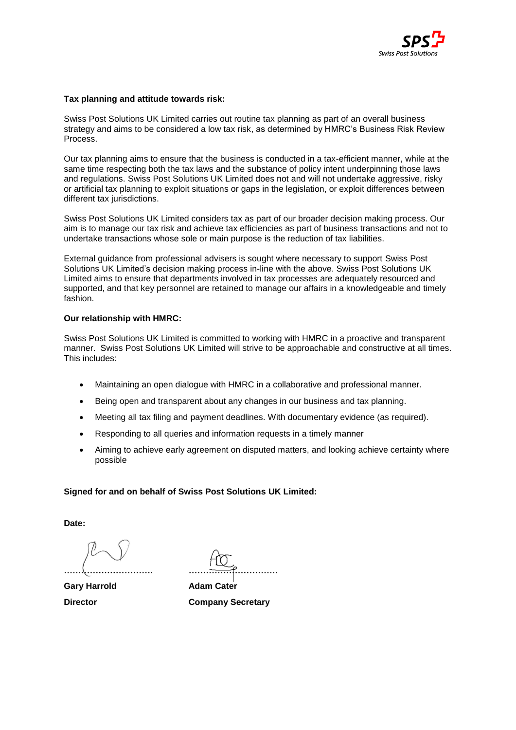**Tax planning and attitude towards risk:**

Swiss Post Solutions UK Limited carries out routine tax planning as part of an overall business strategy and aims to be considered a low tax risk, as determined by HMRC's Business Risk Review Process.

Our tax planning aims to ensure that the business is conducted in a tax-efficient manner, while at the same time respecting both the tax laws and the substance of policy intent underpinning those laws and regulations. Swiss Post Solutions UK Limited does not and will not undertake aggressive, risky or artificial tax planning to exploit situations or gaps in the legislation, or exploit differences between different tax jurisdictions.

Swiss Post Solutions UK Limited considers tax as part of our broader decision making process. Our aim is to manage our tax risk and achieve tax efficiencies as part of business transactions and not to undertake transactions whose sole or main purpose is the reduction of tax liabilities.

External guidance from professional advisers is sought where necessary to support Swiss Post Solutions UK Limited's decision making process in-line with the above. Swiss Post Solutions UK Limited aims to ensure that departments involved in tax processes are adequately resourced and supported, and that key personnel are retained to manage our affairs in a knowledgeable and timely fashion.

**Our relationship with HMRC:**

Swiss Post Solutions UK Limited is committed to working with HMRC in a proactive and transparent manner. Swiss Post Solutions UK Limited will strive to be approachable and constructive at all times. This includes:

- Maintaining an open dialogue with HMRC in a collaborative and professional manner.
- Being open and transparent about any changes in our business and tax planning.
- Meeting all tax filing and payment deadlines. With documentary evidence (as required).
- Responding to all queries and information requests in a timely manner
- Aiming to achieve early agreement on disputed matters, and looking achieve certainty where possible

**Signed for and on behalf of Swiss Post Solutions UK Limited:**

**Date:**

| | |
|---|---|
| ............................... | ............................... |
| **Gary Harrold** | **Adam Cater** |
| **Director** | **Company Secretary** |